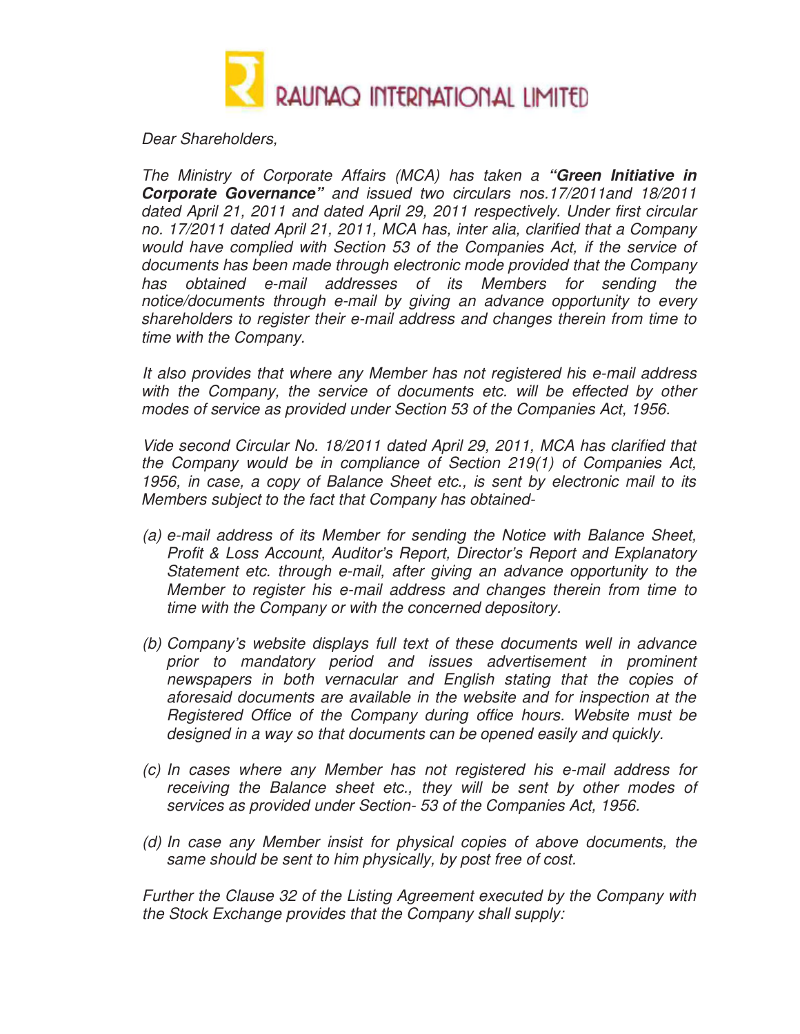# RAUNAQ INTERNATIONAL LIMITED

*Dear Shareholders,*

*The Ministry of Corporate Affairs (MCA) has taken a **"Green Initiative in Corporate Governance"** and issued two circulars nos.17/2011and 18/2011 dated April 21, 2011 and dated April 29, 2011 respectively. Under first circular no. 17/2011 dated April 21, 2011, MCA has, inter alia, clarified that a Company would have complied with Section 53 of the Companies Act, if the service of documents has been made through electronic mode provided that the Company has obtained e-mail addresses of its Members for sending the notice/documents through e-mail by giving an advance opportunity to every shareholders to register their e-mail address and changes therein from time to time with the Company.*

*It also provides that where any Member has not registered his e-mail address with the Company, the service of documents etc. will be effected by other modes of service as provided under Section 53 of the Companies Act, 1956.*

*Vide second Circular No. 18/2011 dated April 29, 2011, MCA has clarified that the Company would be in compliance of Section 219(1) of Companies Act, 1956, in case, a copy of Balance Sheet etc., is sent by electronic mail to its Members subject to the fact that Company has obtained-*

*(a) e-mail address of its Member for sending the Notice with Balance Sheet, Profit & Loss Account, Auditor's Report, Director's Report and Explanatory Statement etc. through e-mail, after giving an advance opportunity to the Member to register his e-mail address and changes therein from time to time with the Company or with the concerned depository.*

*(b) Company's website displays full text of these documents well in advance prior to mandatory period and issues advertisement in prominent newspapers in both vernacular and English stating that the copies of aforesaid documents are available in the website and for inspection at the Registered Office of the Company during office hours. Website must be designed in a way so that documents can be opened easily and quickly.*

*(c) In cases where any Member has not registered his e-mail address for receiving the Balance sheet etc., they will be sent by other modes of services as provided under Section- 53 of the Companies Act, 1956.*

*(d) In case any Member insist for physical copies of above documents, the same should be sent to him physically, by post free of cost.*

*Further the Clause 32 of the Listing Agreement executed by the Company with the Stock Exchange provides that the Company shall supply:*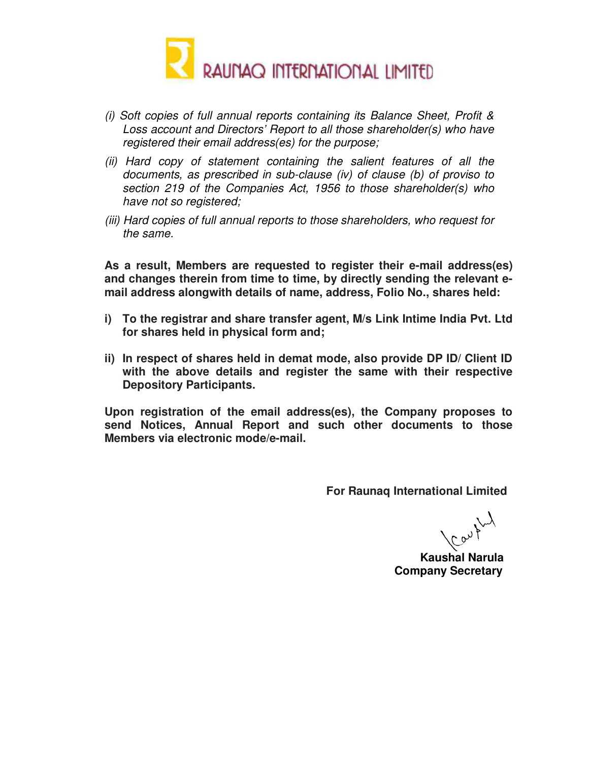# RAUNAQ INTERNATIONAL LIMITED

*(i) Soft copies of full annual reports containing its Balance Sheet, Profit & Loss account and Directors' Report to all those shareholder(s) who have registered their email address(es) for the purpose;*

*(ii) Hard copy of statement containing the salient features of all the documents, as prescribed in sub-clause (iv) of clause (b) of proviso to section 219 of the Companies Act, 1956 to those shareholder(s) who have not so registered;*

*(iii) Hard copies of full annual reports to those shareholders, who request for the same.*

**As a result, Members are requested to register their e-mail address(es) and changes therein from time to time, by directly sending the relevant e-mail address alongwith details of name, address, Folio No., shares held:**

**i) To the registrar and share transfer agent, M/s Link Intime India Pvt. Ltd for shares held in physical form and;**

**ii) In respect of shares held in demat mode, also provide DP ID/ Client ID with the above details and register the same with their respective Depository Participants.**

**Upon registration of the email address(es), the Company proposes to send Notices, Annual Report and such other documents to those Members via electronic mode/e-mail.**

**For Raunaq International Limited**

**Kaushal Narula**
**Company Secretary**